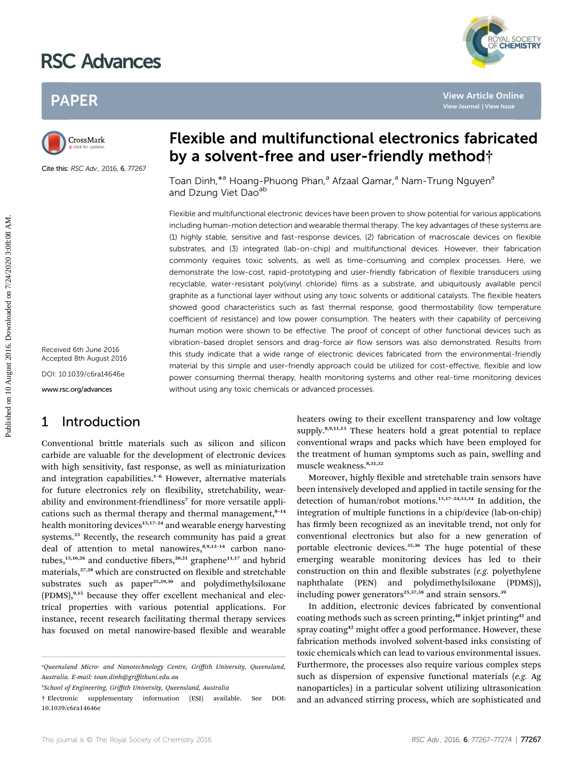# Flexible and multifunctional electronics fabricated by a solvent-free and user-friendly method†

Toan Dinh,*[a] Hoang-Phuong Phan,[a] Afzaal Qamar,[a] Nam-Trung Nguyen[a] and Dzung Viet Dao[ab]

Cite this: *RSC Adv.*, 2016, **6**, 77267

Received 6th June 2016
Accepted 8th August 2016

DOI: 10.1039/c6ra14646e

www.rsc.org/advances

Flexible and multifunctional electronic devices have been proven to show potential for various applications including human-motion detection and wearable thermal therapy. The key advantages of these systems are (1) highly stable, sensitive and fast-response devices, (2) fabrication of macroscale devices on flexible substrates, and (3) integrated (lab-on-chip) and multifunctional devices. However, their fabrication commonly requires toxic solvents, as well as time-consuming and complex processes. Here, we demonstrate the low-cost, rapid-prototyping and user-friendly fabrication of flexible transducers using recyclable, water-resistant poly(vinyl chloride) films as a substrate, and ubiquitously available pencil graphite as a functional layer without using any toxic solvents or additional catalysts. The flexible heaters showed good characteristics such as fast thermal response, good thermostability (low temperature coefficient of resistance) and low power consumption. The heaters with their capability of perceiving human motion were shown to be effective. The proof of concept of other functional devices such as vibration-based droplet sensors and drag-force air flow sensors was also demonstrated. Results from this study indicate that a wide range of electronic devices fabricated from the environmental-friendly material by this simple and user-friendly approach could be utilized for cost-effective, flexible and low power consuming thermal therapy, health monitoring systems and other real-time monitoring devices without using any toxic chemicals or advanced processes.

## 1 Introduction

Conventional brittle materials such as silicon and silicon carbide are valuable for the development of electronic devices with high sensitivity, fast response, as well as miniaturization and integration capabilities.[1–6] However, alternative materials for future electronics rely on flexibility, stretchability, wearability and environment-friendliness[7] for more versatile applications such as thermal therapy and thermal management,[8–14] health monitoring devices[15,17–24] and wearable energy harvesting systems.[25] Recently, the research community has paid a great deal of attention to metal nanowires,[8,9,12–14] carbon nanotubes,[15,16,26] and conductive fibers,[20,21] graphene[11,17] and hybrid materials,[27,28] which are constructed on flexible and stretchable substrates such as paper[25,29,30] and polydimethylsiloxane (PDMS),[9,15] because they offer excellent mechanical and electrical properties with various potential applications. For instance, recent research facilitating thermal therapy services has focused on metal nanowire-based flexible and wearable heaters owing to their excellent transparency and low voltage supply.[8,9,11,13] These heaters hold a great potential to replace conventional wraps and packs which have been employed for the treatment of human symptoms such as pain, swelling and muscle weakness.[8,31,32]

Moreover, highly flexible and stretchable train sensors have been intensively developed and applied in tactile sensing for the detection of human/robot motions.[15,17–24,33,34] In addition, the integration of multiple functions in a chip/device (lab-on-chip) has firmly been recognized as an inevitable trend, not only for conventional electronics but also for a new generation of portable electronic devices.[35,36] The huge potential of these emerging wearable monitoring devices has led to their construction on thin and flexible substrates (*e.g.* polyethylene naphthalate (PEN) and polydimethylsiloxane (PDMS)), including power generators[25,37,38] and strain sensors.[39]

In addition, electronic devices fabricated by conventional coating methods such as screen printing,[40] inkjet printing[41] and spray coating[42] might offer a good performance. However, these fabrication methods involved solvent-based inks consisting of toxic chemicals which can lead to various environmental issues. Furthermore, the processes also require various complex steps such as dispersion of expensive functional materials (*e.g.* Ag nanoparticles) in a particular solvent utilizing ultrasonication and an advanced stirring process, which are sophisticated and

[a]Queensland Micro- and Nanotechnology Centre, Griffith University, Queensland, Australia. E-mail: toan.dinh@griffithuni.edu.au

[b]School of Engineering, Griffith University, Queensland, Australia

† Electronic supplementary information (ESI) available. See DOI: 10.1039/c6ra14646e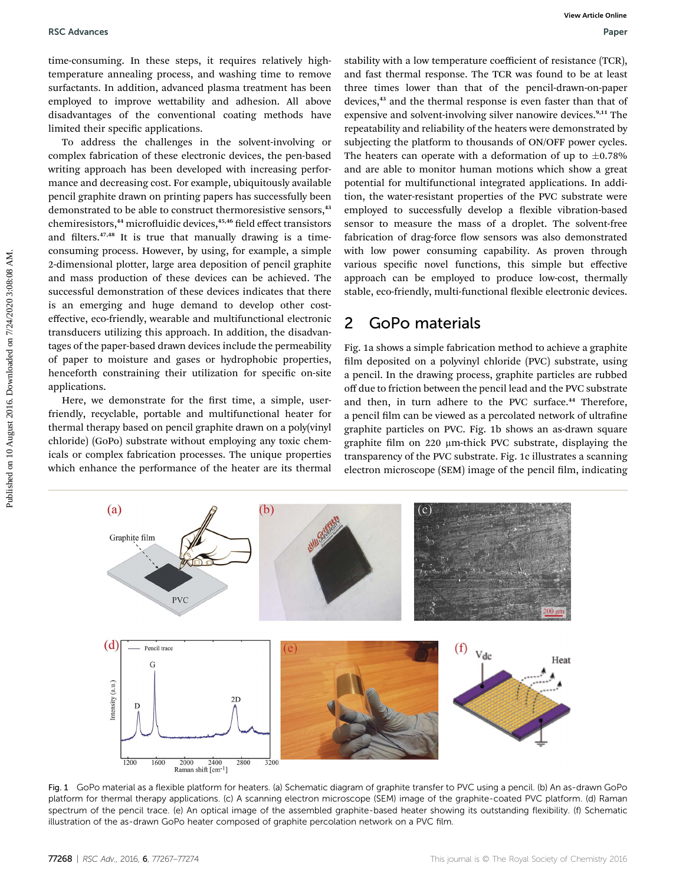time-consuming. In these steps, it requires relatively high-temperature annealing process, and washing time to remove surfactants. In addition, advanced plasma treatment has been employed to improve wettability and adhesion. All above disadvantages of the conventional coating methods have limited their specific applications.

To address the challenges in the solvent-involving or complex fabrication of these electronic devices, the pen-based writing approach has been developed with increasing performance and decreasing cost. For example, ubiquitously available pencil graphite drawn on printing papers has successfully been demonstrated to be able to construct thermoresistive sensors,[43] chemiresistors,[44] microfluidic devices,[45,46] field effect transistors and filters.[47,48] It is true that manually drawing is a time-consuming process. However, by using, for example, a simple 2-dimensional plotter, large area deposition of pencil graphite and mass production of these devices can be achieved. The successful demonstration of these devices indicates that there is an emerging and huge demand to develop other cost-effective, eco-friendly, wearable and multifunctional electronic transducers utilizing this approach. In addition, the disadvantages of the paper-based drawn devices include the permeability of paper to moisture and gases or hydrophobic properties, henceforth constraining their utilization for specific on-site applications.

Here, we demonstrate for the first time, a simple, user-friendly, recyclable, portable and multifunctional heater for thermal therapy based on pencil graphite drawn on a poly(vinyl chloride) (GoPo) substrate without employing any toxic chemicals or complex fabrication processes. The unique properties which enhance the performance of the heater are its thermal stability with a low temperature coefficient of resistance (TCR), and fast thermal response. The TCR was found to be at least three times lower than that of the pencil-drawn-on-paper devices,[43] and the thermal response is even faster than that of expensive and solvent-involving silver nanowire devices.[9,11] The repeatability and reliability of the heaters were demonstrated by subjecting the platform to thousands of ON/OFF power cycles. The heaters can operate with a deformation of up to ±0.78% and are able to monitor human motions which show a great potential for multifunctional integrated applications. In addition, the water-resistant properties of the PVC substrate were employed to successfully develop a flexible vibration-based sensor to measure the mass of a droplet. The solvent-free fabrication of drag-force flow sensors was also demonstrated with low power consuming capability. As proven through various specific novel functions, this simple but effective approach can be employed to produce low-cost, thermally stable, eco-friendly, multi-functional flexible electronic devices.

## 2 GoPo materials

Fig. 1a shows a simple fabrication method to achieve a graphite film deposited on a polyvinyl chloride (PVC) substrate, using a pencil. In the drawing process, graphite particles are rubbed off due to friction between the pencil lead and the PVC substrate and then, in turn adhere to the PVC surface.[44] Therefore, a pencil film can be viewed as a percolated network of ultrafine graphite particles on PVC. Fig. 1b shows an as-drawn square graphite film on 220 μm-thick PVC substrate, displaying the transparency of the PVC substrate. Fig. 1c illustrates a scanning electron microscope (SEM) image of the pencil film, indicating

Fig. 1 GoPo material as a flexible platform for heaters. (a) Schematic diagram of graphite transfer to PVC using a pencil. (b) An as-drawn GoPo platform for thermal therapy applications. (c) A scanning electron microscope (SEM) image of the graphite-coated PVC platform. (d) Raman spectrum of the pencil trace. (e) An optical image of the assembled graphite-based heater showing its outstanding flexibility. (f) Schematic illustration of the as-drawn GoPo heater composed of graphite percolation network on a PVC film.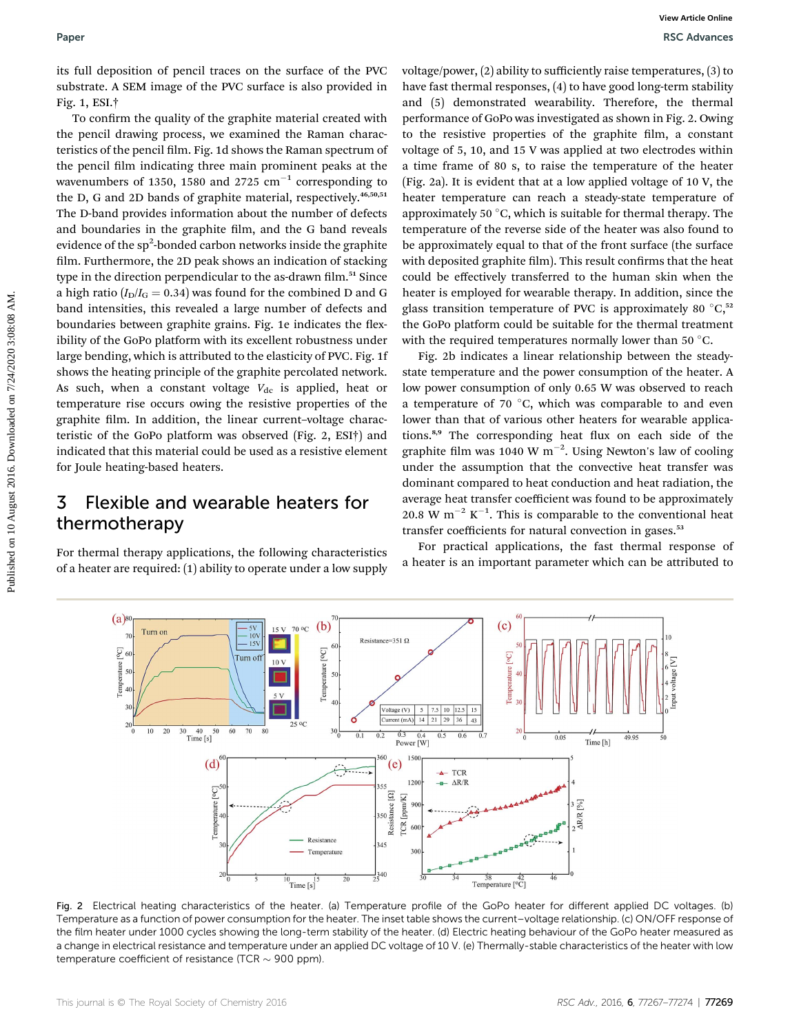its full deposition of pencil traces on the surface of the PVC substrate. A SEM image of the PVC surface is also provided in Fig. 1, ESI.†

To confirm the quality of the graphite material created with the pencil drawing process, we examined the Raman characteristics of the pencil film. Fig. 1d shows the Raman spectrum of the pencil film indicating three main prominent peaks at the wavenumbers of 1350, 1580 and 2725 cm$^{-1}$ corresponding to the D, G and 2D bands of graphite material, respectively.[46,50,51] The D-band provides information about the number of defects and boundaries in the graphite film, and the G band reveals evidence of the sp$^2$-bonded carbon networks inside the graphite film. Furthermore, the 2D peak shows an indication of stacking type in the direction perpendicular to the as-drawn film.[51] Since a high ratio ($I_D/I_G = 0.34$) was found for the combined D and G band intensities, this revealed a large number of defects and boundaries between graphite grains. Fig. 1e indicates the flexibility of the GoPo platform with its excellent robustness under large bending, which is attributed to the elasticity of PVC. Fig. 1f shows the heating principle of the graphite percolated network. As such, when a constant voltage $V_{dc}$ is applied, heat or temperature rise occurs owing the resistive properties of the graphite film. In addition, the linear current–voltage characteristic of the GoPo platform was observed (Fig. 2, ESI†) and indicated that this material could be used as a resistive element for Joule heating-based heaters.

## 3 Flexible and wearable heaters for thermotherapy

For thermal therapy applications, the following characteristics of a heater are required: (1) ability to operate under a low supply voltage/power, (2) ability to sufficiently raise temperatures, (3) to have fast thermal responses, (4) to have good long-term stability and (5) demonstrated wearability. Therefore, the thermal performance of GoPo was investigated as shown in Fig. 2. Owing to the resistive properties of the graphite film, a constant voltage of 5, 10, and 15 V was applied at two electrodes within a time frame of 80 s, to raise the temperature of the heater (Fig. 2a). It is evident that at a low applied voltage of 10 V, the heater temperature can reach a steady-state temperature of approximately 50 °C, which is suitable for thermal therapy. The temperature of the reverse side of the heater was also found to be approximately equal to that of the front surface (the surface with deposited graphite film). This result confirms that the heat could be effectively transferred to the human skin when the heater is employed for wearable therapy. In addition, since the glass transition temperature of PVC is approximately 80 °C,[52] the GoPo platform could be suitable for the thermal treatment with the required temperatures normally lower than 50 °C.

Fig. 2b indicates a linear relationship between the steady-state temperature and the power consumption of the heater. A low power consumption of only 0.65 W was observed to reach a temperature of 70 °C, which was comparable to and even lower than that of various other heaters for wearable applications.[8,9] The corresponding heat flux on each side of the graphite film was 1040 W m$^{-2}$. Using Newton's law of cooling under the assumption that the convective heat transfer was dominant compared to heat conduction and heat radiation, the average heat transfer coefficient was found to be approximately 20.8 W m$^{-2}$ K$^{-1}$. This is comparable to the conventional heat transfer coefficients for natural convection in gases.[53]

For practical applications, the fast thermal response of a heater is an important parameter which can be attributed to

Fig. 2 Electrical heating characteristics of the heater. (a) Temperature profile of the GoPo heater for different applied DC voltages. (b) Temperature as a function of power consumption for the heater. The inset table shows the current–voltage relationship. (c) ON/OFF response of the film heater under 1000 cycles showing the long-term stability of the heater. (d) Electric heating behaviour of the GoPo heater measured as a change in electrical resistance and temperature under an applied DC voltage of 10 V. (e) Thermally-stable characteristics of the heater with low temperature coefficient of resistance (TCR ~ 900 ppm).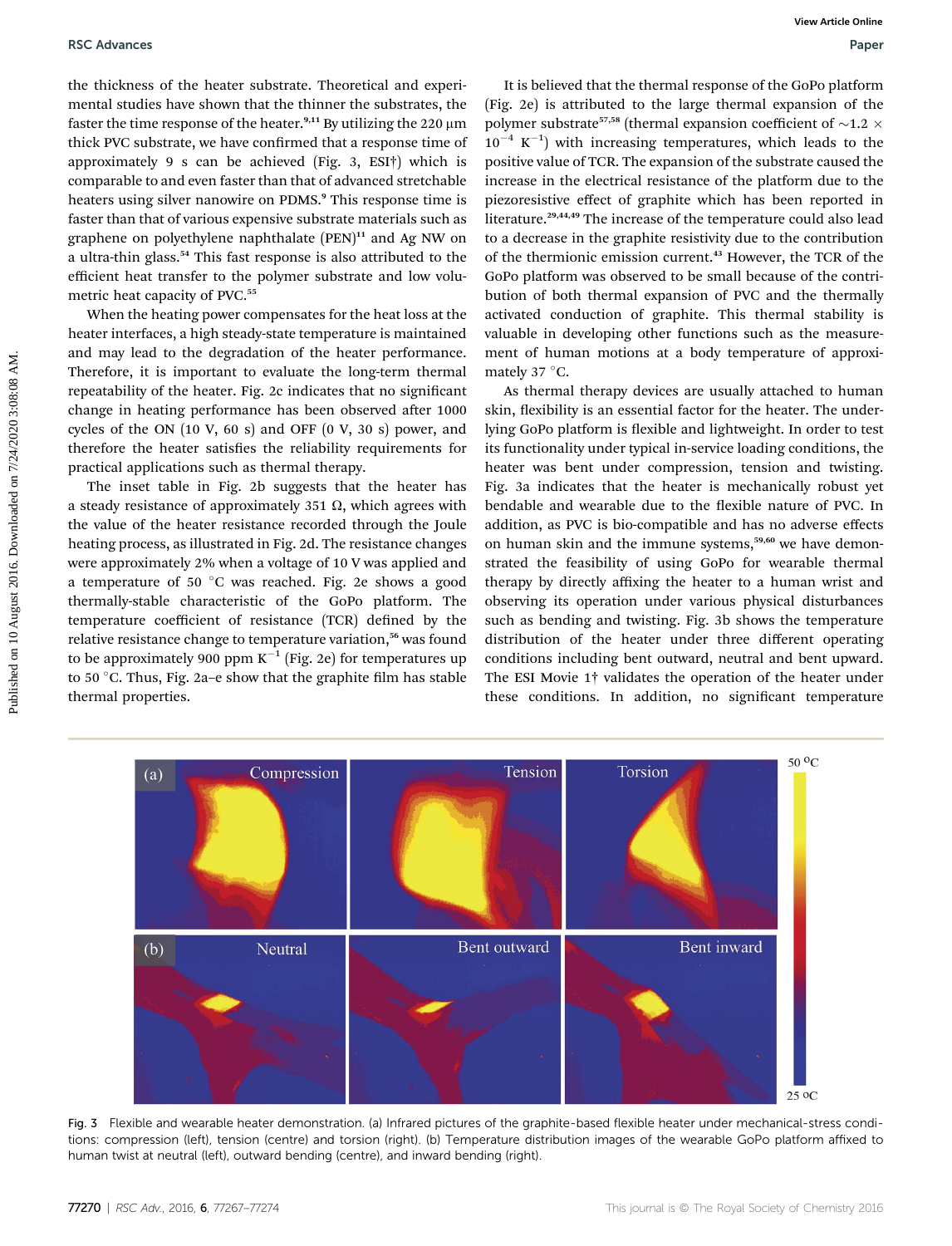the thickness of the heater substrate. Theoretical and experimental studies have shown that the thinner the substrates, the faster the time response of the heater.[9,11] By utilizing the 220 μm thick PVC substrate, we have confirmed that a response time of approximately 9 s can be achieved (Fig. 3, ESI†) which is comparable to and even faster than that of advanced stretchable heaters using silver nanowire on PDMS.[9] This response time is faster than that of various expensive substrate materials such as graphene on polyethylene naphthalate (PEN)[11] and Ag NW on a ultra-thin glass.[54] This fast response is also attributed to the efficient heat transfer to the polymer substrate and low volumetric heat capacity of PVC.[55]

When the heating power compensates for the heat loss at the heater interfaces, a high steady-state temperature is maintained and may lead to the degradation of the heater performance. Therefore, it is important to evaluate the long-term thermal repeatability of the heater. Fig. 2c indicates that no significant change in heating performance has been observed after 1000 cycles of the ON (10 V, 60 s) and OFF (0 V, 30 s) power, and therefore the heater satisfies the reliability requirements for practical applications such as thermal therapy.

The inset table in Fig. 2b suggests that the heater has a steady resistance of approximately 351 Ω, which agrees with the value of the heater resistance recorded through the Joule heating process, as illustrated in Fig. 2d. The resistance changes were approximately 2% when a voltage of 10 V was applied and a temperature of 50 °C was reached. Fig. 2e shows a good thermally-stable characteristic of the GoPo platform. The temperature coefficient of resistance (TCR) defined by the relative resistance change to temperature variation,[56] was found to be approximately 900 ppm $K^{-1}$ (Fig. 2e) for temperatures up to 50 °C. Thus, Fig. 2a–e show that the graphite film has stable thermal properties.

It is believed that the thermal response of the GoPo platform (Fig. 2e) is attributed to the large thermal expansion of the polymer substrate[57,58] (thermal expansion coefficient of $\sim 1.2 \times 10^{-4}$ $K^{-1}$) with increasing temperatures, which leads to the positive value of TCR. The expansion of the substrate caused the increase in the electrical resistance of the platform due to the piezoresistive effect of graphite which has been reported in literature.[29,44,49] The increase of the temperature could also lead to a decrease in the graphite resistivity due to the contribution of the thermionic emission current.[43] However, the TCR of the GoPo platform was observed to be small because of the contribution of both thermal expansion of PVC and the thermally activated conduction of graphite. This thermal stability is valuable in developing other functions such as the measurement of human motions at a body temperature of approximately 37 °C.

As thermal therapy devices are usually attached to human skin, flexibility is an essential factor for the heater. The underlying GoPo platform is flexible and lightweight. In order to test its functionality under typical in-service loading conditions, the heater was bent under compression, tension and twisting. Fig. 3a indicates that the heater is mechanically robust yet bendable and wearable due to the flexible nature of PVC. In addition, as PVC is bio-compatible and has no adverse effects on human skin and the immune systems,[59,60] we have demonstrated the feasibility of using GoPo for wearable thermal therapy by directly affixing the heater to a human wrist and observing its operation under various physical disturbances such as bending and twisting. Fig. 3b shows the temperature distribution of the heater under three different operating conditions including bent outward, neutral and bent upward. The ESI Movie 1† validates the operation of the heater under these conditions. In addition, no significant temperature

Fig. 3 Flexible and wearable heater demonstration. (a) Infrared pictures of the graphite-based flexible heater under mechanical-stress conditions: compression (left), tension (centre) and torsion (right). (b) Temperature distribution images of the wearable GoPo platform affixed to human twist at neutral (left), outward bending (centre), and inward bending (right).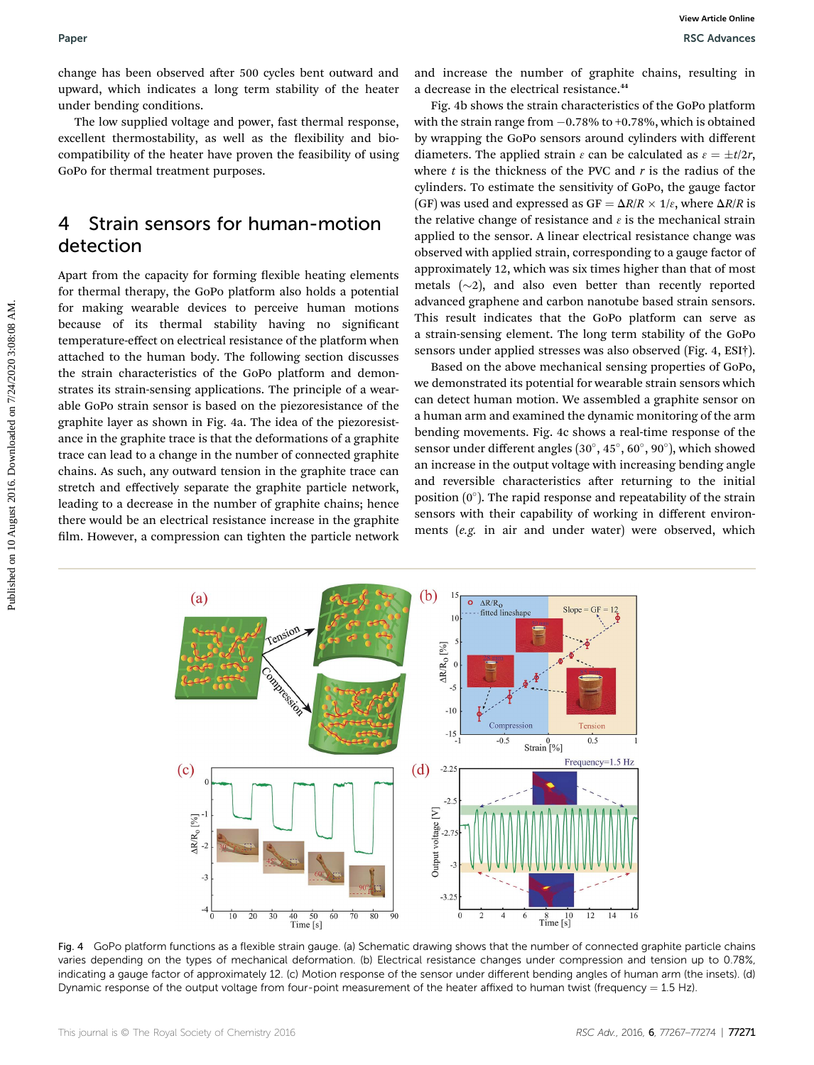change has been observed after 500 cycles bent outward and upward, which indicates a long term stability of the heater under bending conditions.

The low supplied voltage and power, fast thermal response, excellent thermostability, as well as the flexibility and biocompatibility of the heater have proven the feasibility of using GoPo for thermal treatment purposes.

## 4 Strain sensors for human-motion detection

Apart from the capacity for forming flexible heating elements for thermal therapy, the GoPo platform also holds a potential for making wearable devices to perceive human motions because of its thermal stability having no significant temperature-effect on electrical resistance of the platform when attached to the human body. The following section discusses the strain characteristics of the GoPo platform and demonstrates its strain-sensing applications. The principle of a wearable GoPo strain sensor is based on the piezoresistance of the graphite layer as shown in Fig. 4a. The idea of the piezoresistance in the graphite trace is that the deformations of a graphite trace can lead to a change in the number of connected graphite chains. As such, any outward tension in the graphite trace can stretch and effectively separate the graphite particle network, leading to a decrease in the number of graphite chains; hence there would be an electrical resistance increase in the graphite film. However, a compression can tighten the particle network and increase the number of graphite chains, resulting in a decrease in the electrical resistance.[44]

Fig. 4b shows the strain characteristics of the GoPo platform with the strain range from −0.78% to +0.78%, which is obtained by wrapping the GoPo sensors around cylinders with different diameters. The applied strain $\varepsilon$ can be calculated as $\varepsilon = \pm t/2r$, where $t$ is the thickness of the PVC and $r$ is the radius of the cylinders. To estimate the sensitivity of GoPo, the gauge factor (GF) was used and expressed as $\text{GF} = \Delta R/R \times 1/\varepsilon$, where $\Delta R/R$ is the relative change of resistance and $\varepsilon$ is the mechanical strain applied to the sensor. A linear electrical resistance change was observed with applied strain, corresponding to a gauge factor of approximately 12, which was six times higher than that of most metals (~2), and also even better than recently reported advanced graphene and carbon nanotube based strain sensors. This result indicates that the GoPo platform can serve as a strain-sensing element. The long term stability of the GoPo sensors under applied stresses was also observed (Fig. 4, ESI†).

Based on the above mechanical sensing properties of GoPo, we demonstrated its potential for wearable strain sensors which can detect human motion. We assembled a graphite sensor on a human arm and examined the dynamic monitoring of the arm bending movements. Fig. 4c shows a real-time response of the sensor under different angles (30°, 45°, 60°, 90°), which showed an increase in the output voltage with increasing bending angle and reversible characteristics after returning to the initial position (0°). The rapid response and repeatability of the strain sensors with their capability of working in different environments (*e.g.* in air and under water) were observed, which

Fig. 4 GoPo platform functions as a flexible strain gauge. (a) Schematic drawing shows that the number of connected graphite particle chains varies depending on the types of mechanical deformation. (b) Electrical resistance changes under compression and tension up to 0.78%, indicating a gauge factor of approximately 12. (c) Motion response of the sensor under different bending angles of human arm (the insets). (d) Dynamic response of the output voltage from four-point measurement of the heater affixed to human twist (frequency = 1.5 Hz).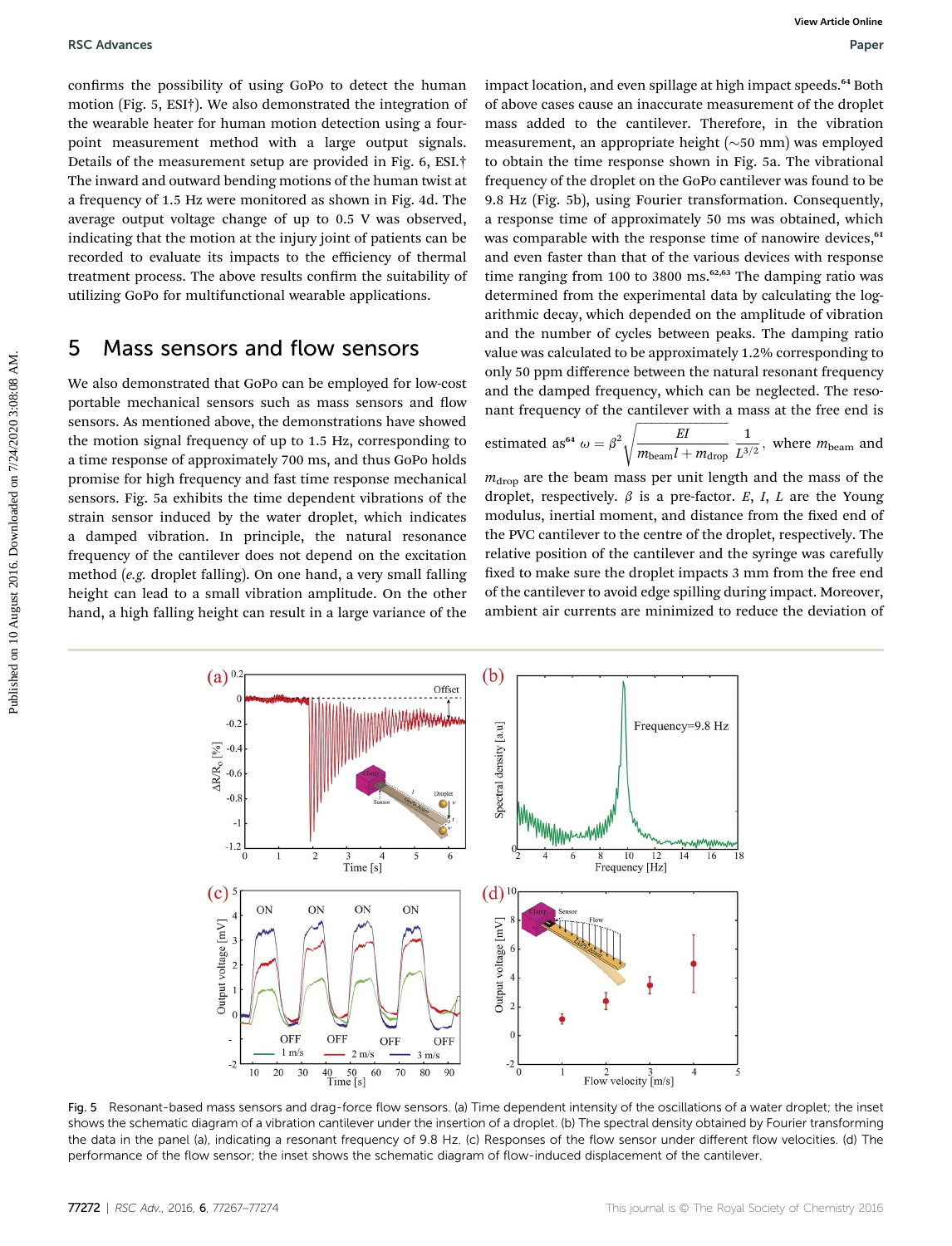confirms the possibility of using GoPo to detect the human motion (Fig. 5, ESI†). We also demonstrated the integration of the wearable heater for human motion detection using a four-point measurement method with a large output signals. Details of the measurement setup are provided in Fig. 6, ESI.† The inward and outward bending motions of the human twist at a frequency of 1.5 Hz were monitored as shown in Fig. 4d. The average output voltage change of up to 0.5 V was observed, indicating that the motion at the injury joint of patients can be recorded to evaluate its impacts to the efficiency of thermal treatment process. The above results confirm the suitability of utilizing GoPo for multifunctional wearable applications.

## 5 Mass sensors and flow sensors

We also demonstrated that GoPo can be employed for low-cost portable mechanical sensors such as mass sensors and flow sensors. As mentioned above, the demonstrations have showed the motion signal frequency of up to 1.5 Hz, corresponding to a time response of approximately 700 ms, and thus GoPo holds promise for high frequency and fast time response mechanical sensors. Fig. 5a exhibits the time dependent vibrations of the strain sensor induced by the water droplet, which indicates a damped vibration. In principle, the natural resonance frequency of the cantilever does not depend on the excitation method (*e.g.* droplet falling). On one hand, a very small falling height can lead to a small vibration amplitude. On the other hand, a high falling height can result in a large variance of the impact location, and even spillage at high impact speeds.[64] Both of above cases cause an inaccurate measurement of the droplet mass added to the cantilever. Therefore, in the vibration measurement, an appropriate height (∼50 mm) was employed to obtain the time response shown in Fig. 5a. The vibrational frequency of the droplet on the GoPo cantilever was found to be 9.8 Hz (Fig. 5b), using Fourier transformation. Consequently, a response time of approximately 50 ms was obtained, which was comparable with the response time of nanowire devices,[61] and even faster than that of the various devices with response time ranging from 100 to 3800 ms.[62,63] The damping ratio was determined from the experimental data by calculating the logarithmic decay, which depended on the amplitude of vibration and the number of cycles between peaks. The damping ratio value was calculated to be approximately 1.2% corresponding to only 50 ppm difference between the natural resonant frequency and the damped frequency, which can be neglected. The resonant frequency of the cantilever with a mass at the free end is estimated as[64] $\omega = \beta^2\sqrt{\dfrac{EI}{m_{\text{beam}}l + m_{\text{drop}}}}\dfrac{1}{L^{3/2}}$, where $m_{\text{beam}}$ and $m_{\text{drop}}$ are the beam mass per unit length and the mass of the droplet, respectively. $\beta$ is a pre-factor. $E$, $I$, $L$ are the Young modulus, inertial moment, and distance from the fixed end of the PVC cantilever to the centre of the droplet, respectively. The relative position of the cantilever and the syringe was carefully fixed to make sure the droplet impacts 3 mm from the free end of the cantilever to avoid edge spilling during impact. Moreover, ambient air currents are minimized to reduce the deviation of

Fig. 5 Resonant-based mass sensors and drag-force flow sensors. (a) Time dependent intensity of the oscillations of a water droplet; the inset shows the schematic diagram of a vibration cantilever under the insertion of a droplet. (b) The spectral density obtained by Fourier transforming the data in the panel (a), indicating a resonant frequency of 9.8 Hz. (c) Responses of the flow sensor under different flow velocities. (d) The performance of the flow sensor; the inset shows the schematic diagram of flow-induced displacement of the cantilever.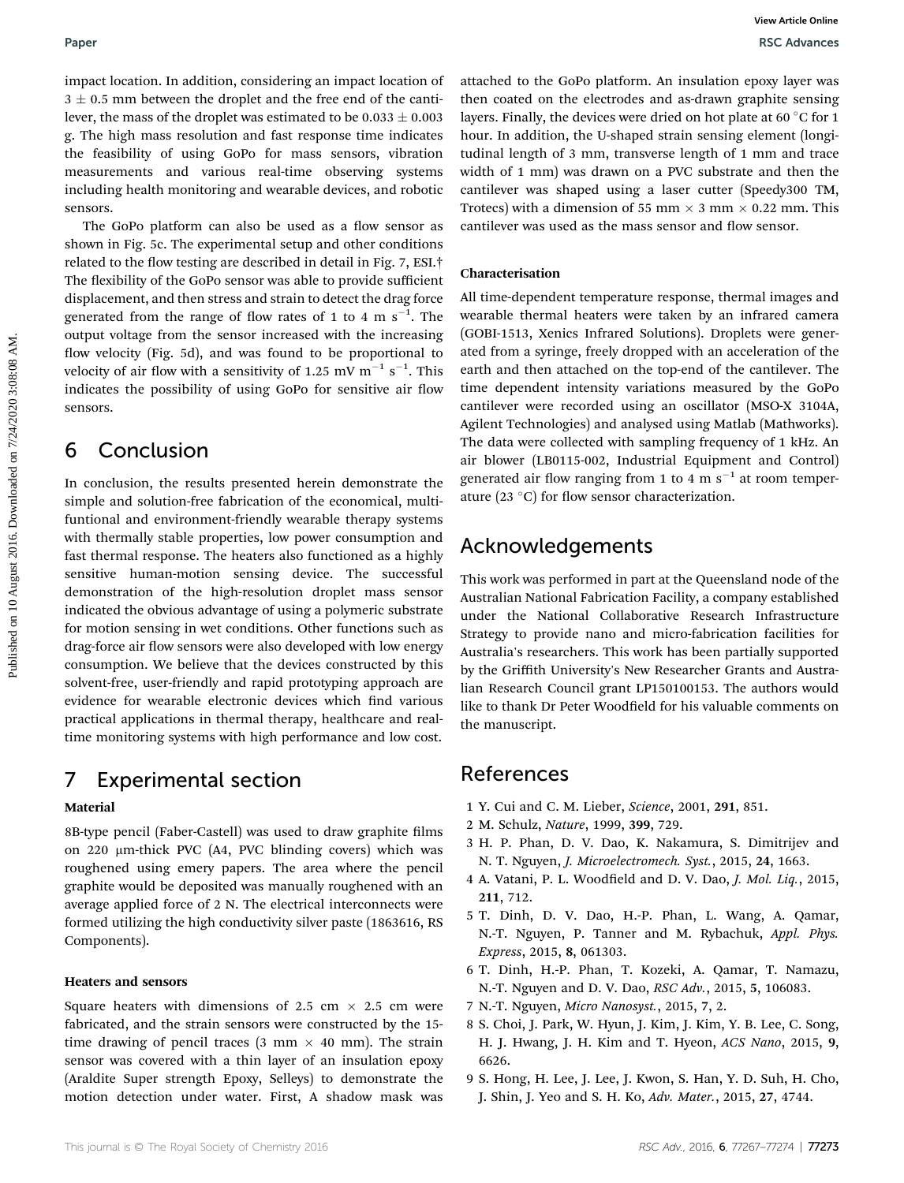impact location. In addition, considering an impact location of 3 ± 0.5 mm between the droplet and the free end of the cantilever, the mass of the droplet was estimated to be 0.033 ± 0.003 g. The high mass resolution and fast response time indicates the feasibility of using GoPo for mass sensors, vibration measurements and various real-time observing systems including health monitoring and wearable devices, and robotic sensors.

The GoPo platform can also be used as a flow sensor as shown in Fig. 5c. The experimental setup and other conditions related to the flow testing are described in detail in Fig. 7, ESI.† The flexibility of the GoPo sensor was able to provide sufficient displacement, and then stress and strain to detect the drag force generated from the range of flow rates of 1 to 4 m $s^{-1}$. The output voltage from the sensor increased with the increasing flow velocity (Fig. 5d), and was found to be proportional to velocity of air flow with a sensitivity of 1.25 mV $m^{-1}$ $s^{-1}$. This indicates the possibility of using GoPo for sensitive air flow sensors.

## 6 Conclusion

In conclusion, the results presented herein demonstrate the simple and solution-free fabrication of the economical, multifuntional and environment-friendly wearable therapy systems with thermally stable properties, low power consumption and fast thermal response. The heaters also functioned as a highly sensitive human-motion sensing device. The successful demonstration of the high-resolution droplet mass sensor indicated the obvious advantage of using a polymeric substrate for motion sensing in wet conditions. Other functions such as drag-force air flow sensors were also developed with low energy consumption. We believe that the devices constructed by this solvent-free, user-friendly and rapid prototyping approach are evidence for wearable electronic devices which find various practical applications in thermal therapy, healthcare and real-time monitoring systems with high performance and low cost.

## 7 Experimental section

### Material

8B-type pencil (Faber-Castell) was used to draw graphite films on 220 μm-thick PVC (A4, PVC blinding covers) which was roughened using emery papers. The area where the pencil graphite would be deposited was manually roughened with an average applied force of 2 N. The electrical interconnects were formed utilizing the high conductivity silver paste (1863616, RS Components).

### Heaters and sensors

Square heaters with dimensions of 2.5 cm × 2.5 cm were fabricated, and the strain sensors were constructed by the 15-time drawing of pencil traces (3 mm × 40 mm). The strain sensor was covered with a thin layer of an insulation epoxy (Araldite Super strength Epoxy, Selleys) to demonstrate the motion detection under water. First, A shadow mask was attached to the GoPo platform. An insulation epoxy layer was then coated on the electrodes and as-drawn graphite sensing layers. Finally, the devices were dried on hot plate at 60 °C for 1 hour. In addition, the U-shaped strain sensing element (longitudinal length of 3 mm, transverse length of 1 mm and trace width of 1 mm) was drawn on a PVC substrate and then the cantilever was shaped using a laser cutter (Speedy300 TM, Trotecs) with a dimension of 55 mm × 3 mm × 0.22 mm. This cantilever was used as the mass sensor and flow sensor.

### Characterisation

All time-dependent temperature response, thermal images and wearable thermal heaters were taken by an infrared camera (GOBI-1513, Xenics Infrared Solutions). Droplets were generated from a syringe, freely dropped with an acceleration of the earth and then attached on the top-end of the cantilever. The time dependent intensity variations measured by the GoPo cantilever were recorded using an oscillator (MSO-X 3104A, Agilent Technologies) and analysed using Matlab (Mathworks). The data were collected with sampling frequency of 1 kHz. An air blower (LB0115-002, Industrial Equipment and Control) generated air flow ranging from 1 to 4 m $s^{-1}$ at room temperature (23 °C) for flow sensor characterization.

## Acknowledgements

This work was performed in part at the Queensland node of the Australian National Fabrication Facility, a company established under the National Collaborative Research Infrastructure Strategy to provide nano and micro-fabrication facilities for Australia's researchers. This work has been partially supported by the Griffith University's New Researcher Grants and Australian Research Council grant LP150100153. The authors would like to thank Dr Peter Woodfield for his valuable comments on the manuscript.

## References

1 Y. Cui and C. M. Lieber, *Science*, 2001, **291**, 851.
2 M. Schulz, *Nature*, 1999, **399**, 729.
3 H. P. Phan, D. V. Dao, K. Nakamura, S. Dimitrijev and N. T. Nguyen, *J. Microelectromech. Syst.*, 2015, **24**, 1663.
4 A. Vatani, P. L. Woodfield and D. V. Dao, *J. Mol. Liq.*, 2015, **211**, 712.
5 T. Dinh, D. V. Dao, H.-P. Phan, L. Wang, A. Qamar, N.-T. Nguyen, P. Tanner and M. Rybachuk, *Appl. Phys. Express*, 2015, **8**, 061303.
6 T. Dinh, H.-P. Phan, T. Kozeki, A. Qamar, T. Namazu, N.-T. Nguyen and D. V. Dao, *RSC Adv.*, 2015, **5**, 106083.
7 N.-T. Nguyen, *Micro Nanosyst.*, 2015, **7**, 2.
8 S. Choi, J. Park, W. Hyun, J. Kim, J. Kim, Y. B. Lee, C. Song, H. J. Hwang, J. H. Kim and T. Hyeon, *ACS Nano*, 2015, **9**, 6626.
9 S. Hong, H. Lee, J. Lee, J. Kwon, S. Han, Y. D. Suh, H. Cho, J. Shin, J. Yeo and S. H. Ko, *Adv. Mater.*, 2015, **27**, 4744.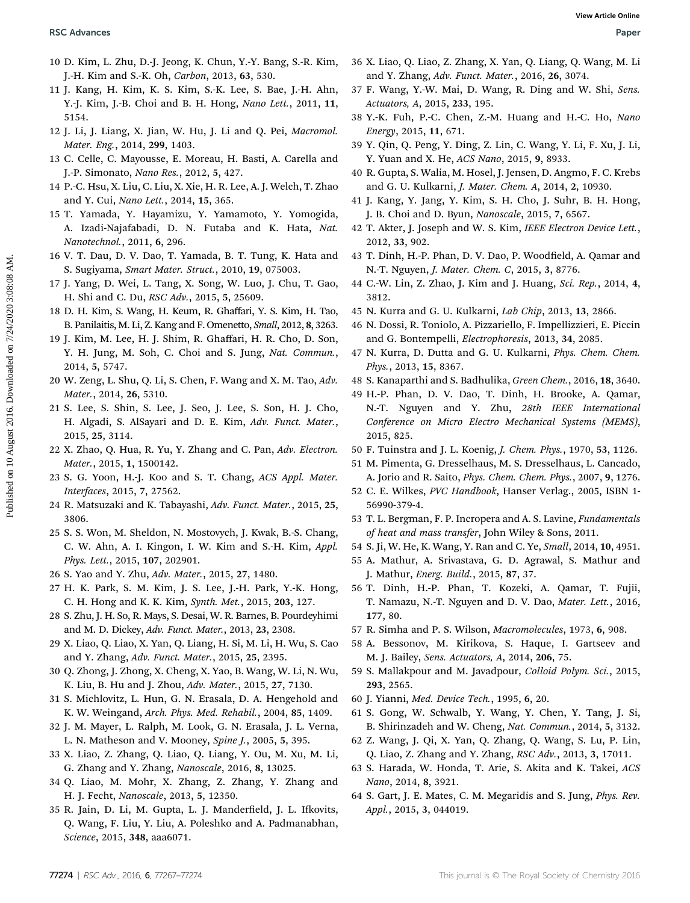10 D. Kim, L. Zhu, D.-J. Jeong, K. Chun, Y.-Y. Bang, S.-R. Kim, J.-H. Kim and S.-K. Oh, *Carbon*, 2013, **63**, 530.

11 J. Kang, H. Kim, K. S. Kim, S.-K. Lee, S. Bae, J.-H. Ahn, Y.-J. Kim, J.-B. Choi and B. H. Hong, *Nano Lett.*, 2011, **11**, 5154.

12 J. Li, J. Liang, X. Jian, W. Hu, J. Li and Q. Pei, *Macromol. Mater. Eng.*, 2014, **299**, 1403.

13 C. Celle, C. Mayousse, E. Moreau, H. Basti, A. Carella and J.-P. Simonato, *Nano Res.*, 2012, **5**, 427.

14 P.-C. Hsu, X. Liu, C. Liu, X. Xie, H. R. Lee, A. J. Welch, T. Zhao and Y. Cui, *Nano Lett.*, 2014, **15**, 365.

15 T. Yamada, Y. Hayamizu, Y. Yamamoto, Y. Yomogida, A. Izadi-Najafabadi, D. N. Futaba and K. Hata, *Nat. Nanotechnol.*, 2011, **6**, 296.

16 V. T. Dau, D. V. Dao, T. Yamada, B. T. Tung, K. Hata and S. Sugiyama, *Smart Mater. Struct.*, 2010, **19**, 075003.

17 J. Yang, D. Wei, L. Tang, X. Song, W. Luo, J. Chu, T. Gao, H. Shi and C. Du, *RSC Adv.*, 2015, **5**, 25609.

18 D. H. Kim, S. Wang, H. Keum, R. Ghaffari, Y. S. Kim, H. Tao, B. Panilaitis, M. Li, Z. Kang and F. Omenetto, *Small*, 2012, **8**, 3263.

19 J. Kim, M. Lee, H. J. Shim, R. Ghaffari, H. R. Cho, D. Son, Y. H. Jung, M. Soh, C. Choi and S. Jung, *Nat. Commun.*, 2014, **5**, 5747.

20 W. Zeng, L. Shu, Q. Li, S. Chen, F. Wang and X. M. Tao, *Adv. Mater.*, 2014, **26**, 5310.

21 S. Lee, S. Shin, S. Lee, J. Seo, J. Lee, S. Son, H. J. Cho, H. Algadi, S. AlSayari and D. E. Kim, *Adv. Funct. Mater.*, 2015, **25**, 3114.

22 X. Zhao, Q. Hua, R. Yu, Y. Zhang and C. Pan, *Adv. Electron. Mater.*, 2015, **1**, 1500142.

23 S. G. Yoon, H.-J. Koo and S. T. Chang, *ACS Appl. Mater. Interfaces*, 2015, **7**, 27562.

24 R. Matsuzaki and K. Tabayashi, *Adv. Funct. Mater.*, 2015, **25**, 3806.

25 S. S. Won, M. Sheldon, N. Mostovych, J. Kwak, B.-S. Chang, C. W. Ahn, A. I. Kingon, I. W. Kim and S.-H. Kim, *Appl. Phys. Lett.*, 2015, **107**, 202901.

26 S. Yao and Y. Zhu, *Adv. Mater.*, 2015, **27**, 1480.

27 H. K. Park, S. M. Kim, J. S. Lee, J.-H. Park, Y.-K. Hong, C. H. Hong and K. K. Kim, *Synth. Met.*, 2015, **203**, 127.

28 S. Zhu, J. H. So, R. Mays, S. Desai, W. R. Barnes, B. Pourdeyhimi and M. D. Dickey, *Adv. Funct. Mater.*, 2013, **23**, 2308.

29 X. Liao, Q. Liao, X. Yan, Q. Liang, H. Si, M. Li, H. Wu, S. Cao and Y. Zhang, *Adv. Funct. Mater.*, 2015, **25**, 2395.

30 Q. Zhong, J. Zhong, X. Cheng, X. Yao, B. Wang, W. Li, N. Wu, K. Liu, B. Hu and J. Zhou, *Adv. Mater.*, 2015, **27**, 7130.

31 S. Michlovitz, L. Hun, G. N. Erasala, D. A. Hengehold and K. W. Weingand, *Arch. Phys. Med. Rehabil.*, 2004, **85**, 1409.

32 J. M. Mayer, L. Ralph, M. Look, G. N. Erasala, J. L. Verna, L. N. Matheson and V. Mooney, *Spine J.*, 2005, **5**, 395.

33 X. Liao, Z. Zhang, Q. Liao, Q. Liang, Y. Ou, M. Xu, M. Li, G. Zhang and Y. Zhang, *Nanoscale*, 2016, **8**, 13025.

34 Q. Liao, M. Mohr, X. Zhang, Z. Zhang, Y. Zhang and H. J. Fecht, *Nanoscale*, 2013, **5**, 12350.

35 R. Jain, D. Li, M. Gupta, L. J. Manderfield, J. L. Ifkovits, Q. Wang, F. Liu, Y. Liu, A. Poleshko and A. Padmanabhan, *Science*, 2015, **348**, aaa6071.

36 X. Liao, Q. Liao, Z. Zhang, X. Yan, Q. Liang, Q. Wang, M. Li and Y. Zhang, *Adv. Funct. Mater.*, 2016, **26**, 3074.

37 F. Wang, Y.-W. Mai, D. Wang, R. Ding and W. Shi, *Sens. Actuators, A*, 2015, **233**, 195.

38 Y.-K. Fuh, P.-C. Chen, Z.-M. Huang and H.-C. Ho, *Nano Energy*, 2015, **11**, 671.

39 Y. Qin, Q. Peng, Y. Ding, Z. Lin, C. Wang, Y. Li, F. Xu, J. Li, Y. Yuan and X. He, *ACS Nano*, 2015, **9**, 8933.

40 R. Gupta, S. Walia, M. Hosel, J. Jensen, D. Angmo, F. C. Krebs and G. U. Kulkarni, *J. Mater. Chem. A*, 2014, **2**, 10930.

41 J. Kang, Y. Jang, Y. Kim, S. H. Cho, J. Suhr, B. H. Hong, J. B. Choi and D. Byun, *Nanoscale*, 2015, **7**, 6567.

42 T. Akter, J. Joseph and W. S. Kim, *IEEE Electron Device Lett.*, 2012, **33**, 902.

43 T. Dinh, H.-P. Phan, D. V. Dao, P. Woodfield, A. Qamar and N.-T. Nguyen, *J. Mater. Chem. C*, 2015, **3**, 8776.

44 C.-W. Lin, Z. Zhao, J. Kim and J. Huang, *Sci. Rep.*, 2014, **4**, 3812.

45 N. Kurra and G. U. Kulkarni, *Lab Chip*, 2013, **13**, 2866.

46 N. Dossi, R. Toniolo, A. Pizzariello, F. Impellizzieri, E. Piccin and G. Bontempelli, *Electrophoresis*, 2013, **34**, 2085.

47 N. Kurra, D. Dutta and G. U. Kulkarni, *Phys. Chem. Chem. Phys.*, 2013, **15**, 8367.

48 S. Kanaparthi and S. Badhulika, *Green Chem.*, 2016, **18**, 3640.

49 H.-P. Phan, D. V. Dao, T. Dinh, H. Brooke, A. Qamar, N.-T. Nguyen and Y. Zhu, *28th IEEE International Conference on Micro Electro Mechanical Systems (MEMS)*, 2015, 825.

50 F. Tuinstra and J. L. Koenig, *J. Chem. Phys.*, 1970, **53**, 1126.

51 M. Pimenta, G. Dresselhaus, M. S. Dresselhaus, L. Cancado, A. Jorio and R. Saito, *Phys. Chem. Chem. Phys.*, 2007, **9**, 1276.

52 C. E. Wilkes, *PVC Handbook*, Hanser Verlag., 2005, ISBN 1-56990-379-4.

53 T. L. Bergman, F. P. Incropera and A. S. Lavine, *Fundamentals of heat and mass transfer*, John Wiley & Sons, 2011.

54 S. Ji, W. He, K. Wang, Y. Ran and C. Ye, *Small*, 2014, **10**, 4951.

55 A. Mathur, A. Srivastava, G. D. Agrawal, S. Mathur and J. Mathur, *Energ. Build.*, 2015, **87**, 37.

56 T. Dinh, H.-P. Phan, T. Kozeki, A. Qamar, T. Fujii, T. Namazu, N.-T. Nguyen and D. V. Dao, *Mater. Lett.*, 2016, **177**, 80.

57 R. Simha and P. S. Wilson, *Macromolecules*, 1973, **6**, 908.

58 A. Bessonov, M. Kirikova, S. Haque, I. Gartseev and M. J. Bailey, *Sens. Actuators, A*, 2014, **206**, 75.

59 S. Mallakpour and M. Javadpour, *Colloid Polym. Sci.*, 2015, **293**, 2565.

60 J. Yianni, *Med. Device Tech.*, 1995, **6**, 20.

61 S. Gong, W. Schwalb, Y. Wang, Y. Chen, Y. Tang, J. Si, B. Shirinzadeh and W. Cheng, *Nat. Commun.*, 2014, **5**, 3132.

62 Z. Wang, J. Qi, X. Yan, Q. Zhang, Q. Wang, S. Lu, P. Lin, Q. Liao, Z. Zhang and Y. Zhang, *RSC Adv.*, 2013, **3**, 17011.

63 S. Harada, W. Honda, T. Arie, S. Akita and K. Takei, *ACS Nano*, 2014, **8**, 3921.

64 S. Gart, J. E. Mates, C. M. Megaridis and S. Jung, *Phys. Rev. Appl.*, 2015, **3**, 044019.